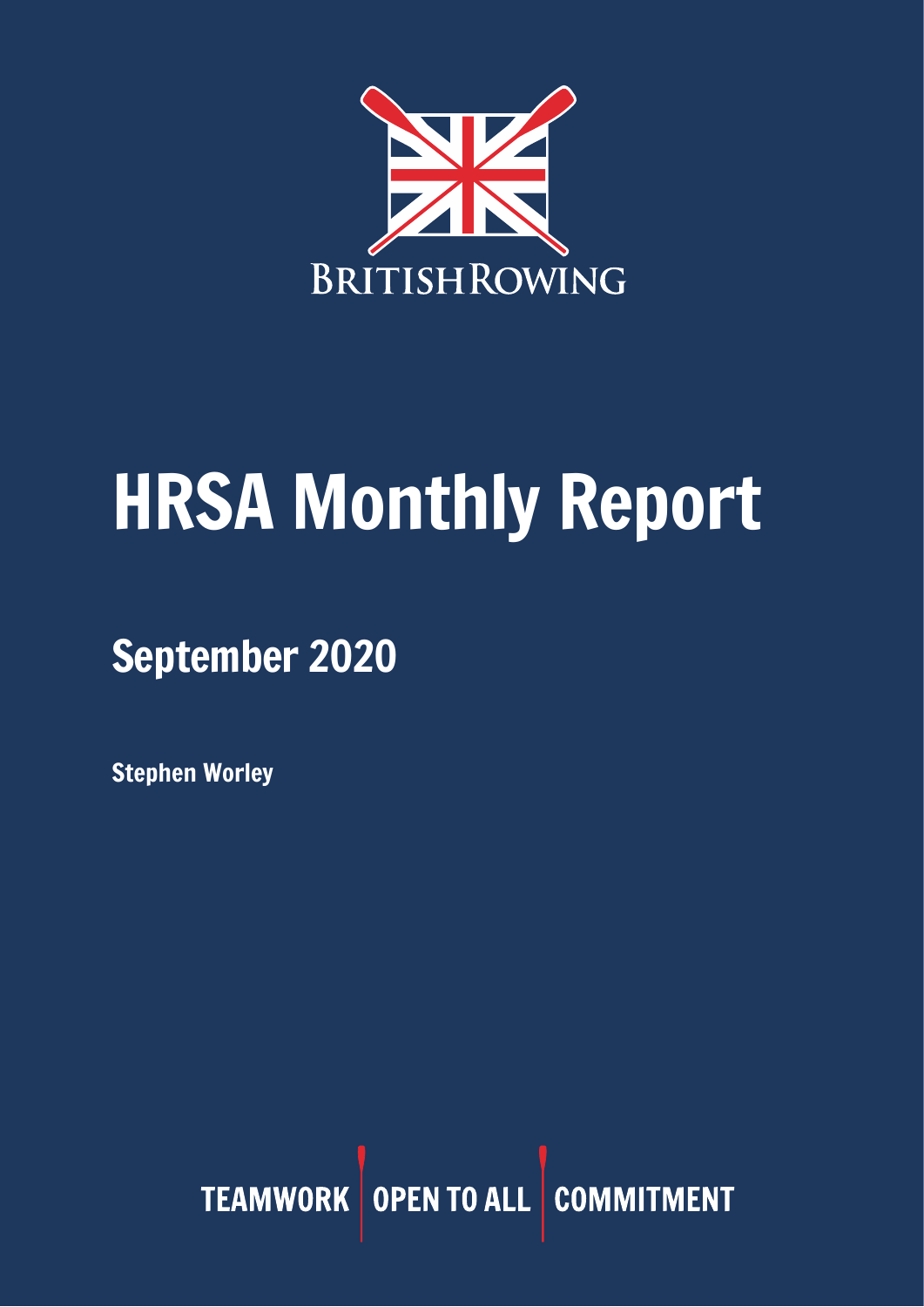BRITISHROWING

# HRSA Monthly Report

## September 2020

**Stephen Worley**

TEAMWORK | OPEN TO ALL | COMMITMENT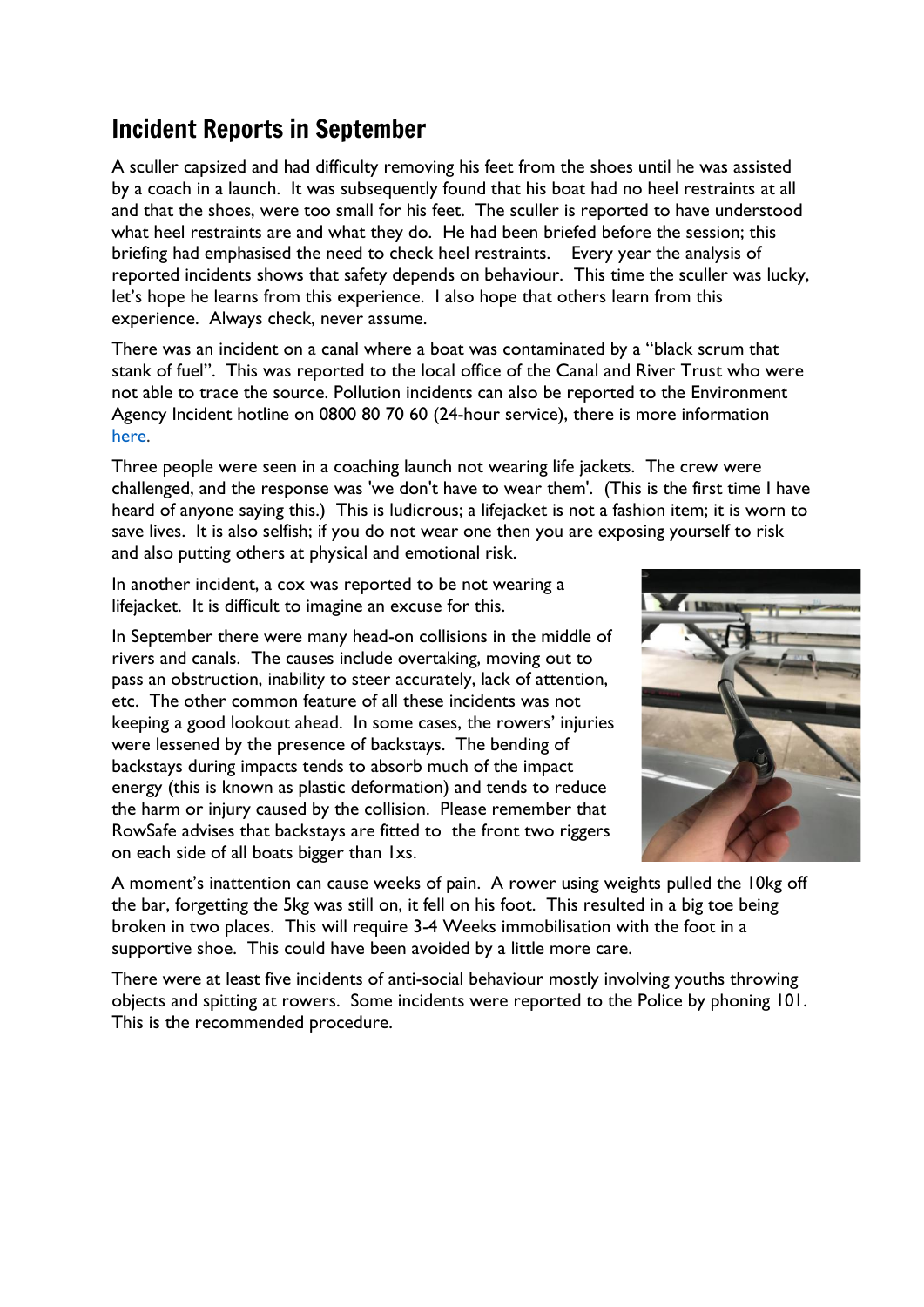## Incident Reports in September

A sculler capsized and had difficulty removing his feet from the shoes until he was assisted by a coach in a launch. It was subsequently found that his boat had no heel restraints at all and that the shoes, were too small for his feet. The sculler is reported to have understood what heel restraints are and what they do. He had been briefed before the session; this briefing had emphasised the need to check heel restraints. Every year the analysis of reported incidents shows that safety depends on behaviour. This time the sculler was lucky, let's hope he learns from this experience. I also hope that others learn from this experience. Always check, never assume.

There was an incident on a canal where a boat was contaminated by a "black scrum that stank of fuel". This was reported to the local office of the Canal and River Trust who were not able to trace the source. Pollution incidents can also be reported to the Environment Agency Incident hotline on 0800 80 70 60 (24-hour service), there is more information here.

Three people were seen in a coaching launch not wearing life jackets. The crew were challenged, and the response was 'we don't have to wear them'. (This is the first time I have heard of anyone saying this.) This is ludicrous; a lifejacket is not a fashion item; it is worn to save lives. It is also selfish; if you do not wear one then you are exposing yourself to risk and also putting others at physical and emotional risk.

In another incident, a cox was reported to be not wearing a lifejacket. It is difficult to imagine an excuse for this.

In September there were many head-on collisions in the middle of rivers and canals. The causes include overtaking, moving out to pass an obstruction, inability to steer accurately, lack of attention, etc. The other common feature of all these incidents was not keeping a good lookout ahead. In some cases, the rowers' injuries were lessened by the presence of backstays. The bending of backstays during impacts tends to absorb much of the impact energy (this is known as plastic deformation) and tends to reduce the harm or injury caused by the collision. Please remember that RowSafe advises that backstays are fitted to the front two riggers on each side of all boats bigger than 1xs.

A moment's inattention can cause weeks of pain. A rower using weights pulled the 10kg off the bar, forgetting the 5kg was still on, it fell on his foot. This resulted in a big toe being broken in two places. This will require 3-4 Weeks immobilisation with the foot in a supportive shoe. This could have been avoided by a little more care.

There were at least five incidents of anti-social behaviour mostly involving youths throwing objects and spitting at rowers. Some incidents were reported to the Police by phoning 101. This is the recommended procedure.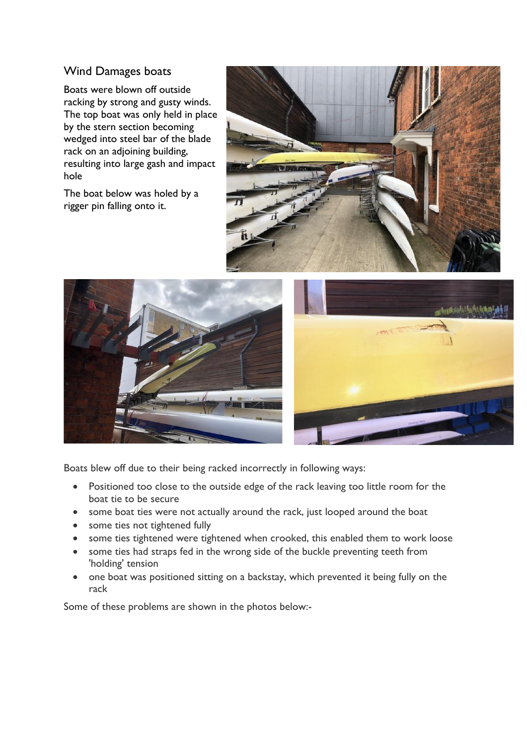## Wind Damages boats

Boats were blown off outside racking by strong and gusty winds. The top boat was only held in place by the stern section becoming wedged into steel bar of the blade rack on an adjoining building, resulting into large gash and impact hole

The boat below was holed by a rigger pin falling onto it.

Boats blew off due to their being racked incorrectly in following ways:

- Positioned too close to the outside edge of the rack leaving too little room for the boat tie to be secure
- some boat ties were not actually around the rack, just looped around the boat
- some ties not tightened fully
- some ties tightened were tightened when crooked, this enabled them to work loose
- some ties had straps fed in the wrong side of the buckle preventing teeth from 'holding' tension
- one boat was positioned sitting on a backstay, which prevented it being fully on the rack

Some of these problems are shown in the photos below:-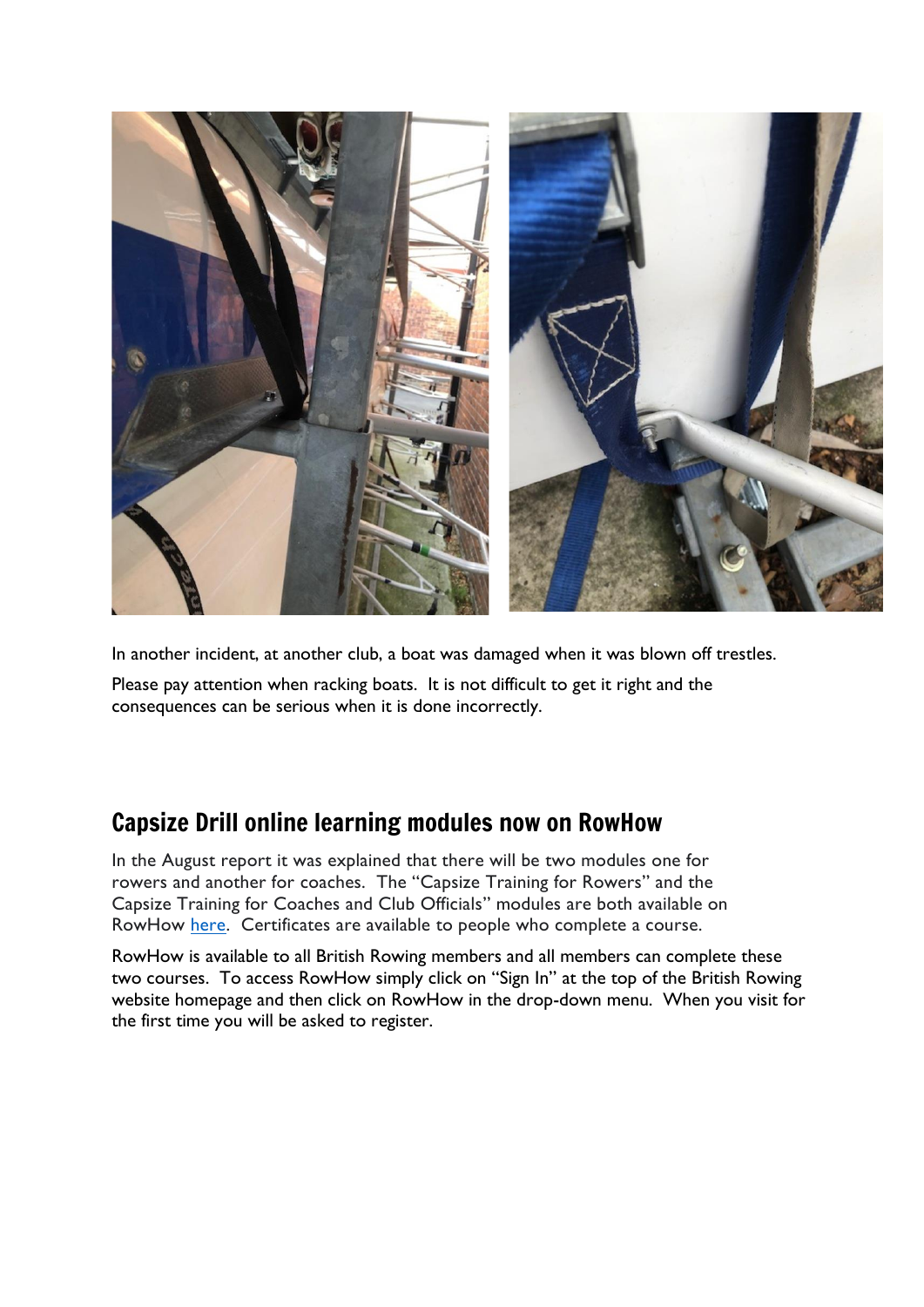In another incident, at another club, a boat was damaged when it was blown off trestles.

Please pay attention when racking boats. It is not difficult to get it right and the consequences can be serious when it is done incorrectly.

## Capsize Drill online learning modules now on RowHow

In the August report it was explained that there will be two modules one for rowers and another for coaches. The "Capsize Training for Rowers" and the Capsize Training for Coaches and Club Officials" modules are both available on RowHow here. Certificates are available to people who complete a course.

RowHow is available to all British Rowing members and all members can complete these two courses. To access RowHow simply click on "Sign In" at the top of the British Rowing website homepage and then click on RowHow in the drop-down menu. When you visit for the first time you will be asked to register.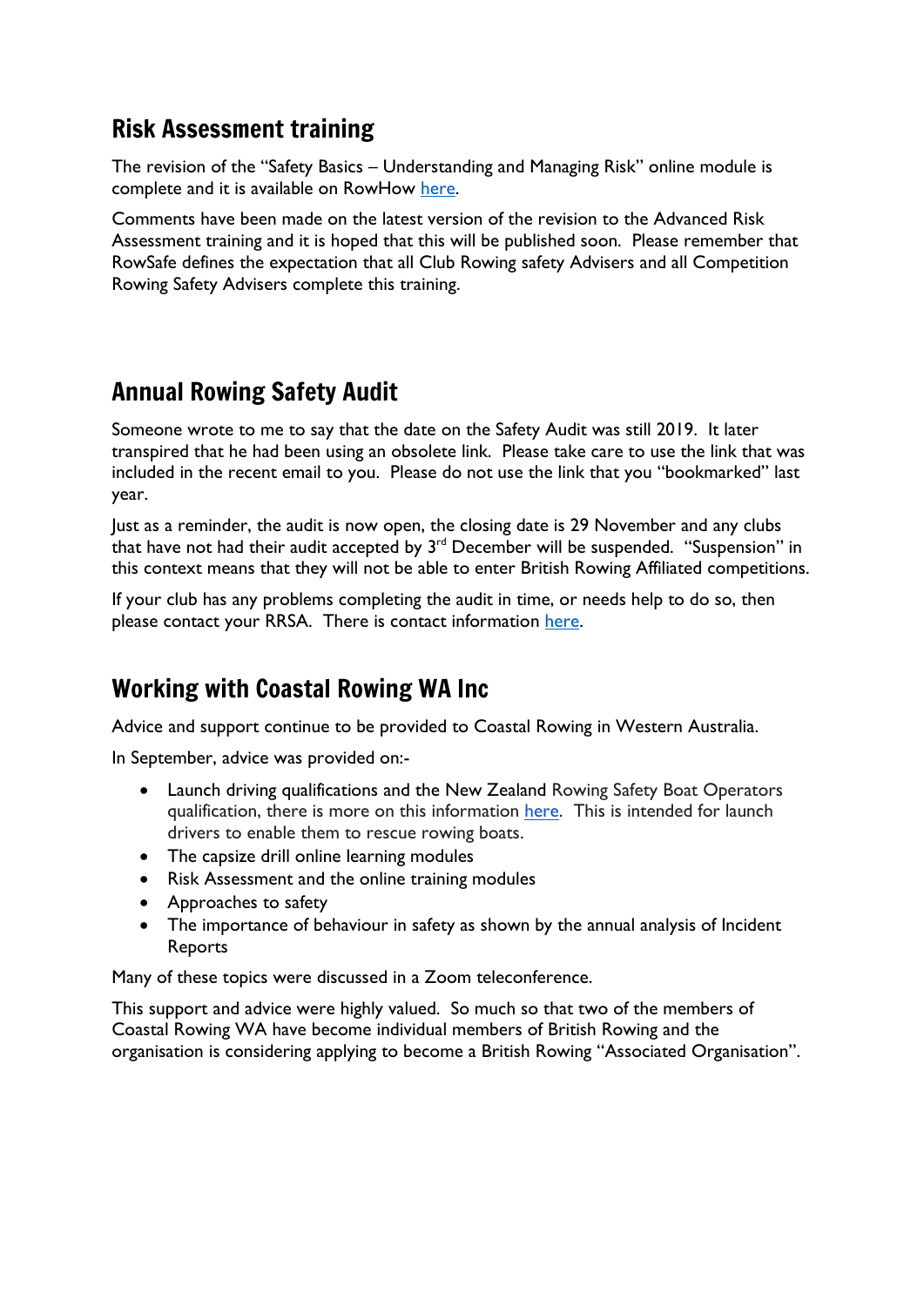## Risk Assessment training

The revision of the "Safety Basics – Understanding and Managing Risk" online module is complete and it is available on RowHow here.

Comments have been made on the latest version of the revision to the Advanced Risk Assessment training and it is hoped that this will be published soon. Please remember that RowSafe defines the expectation that all Club Rowing safety Advisers and all Competition Rowing Safety Advisers complete this training.

## Annual Rowing Safety Audit

Someone wrote to me to say that the date on the Safety Audit was still 2019. It later transpired that he had been using an obsolete link. Please take care to use the link that was included in the recent email to you. Please do not use the link that you "bookmarked" last year.

Just as a reminder, the audit is now open, the closing date is 29 November and any clubs that have not had their audit accepted by 3rd December will be suspended. "Suspension" in this context means that they will not be able to enter British Rowing Affiliated competitions.

If your club has any problems completing the audit in time, or needs help to do so, then please contact your RRSA. There is contact information here.

## Working with Coastal Rowing WA Inc

Advice and support continue to be provided to Coastal Rowing in Western Australia.

In September, advice was provided on:-

- Launch driving qualifications and the New Zealand Rowing Safety Boat Operators qualification, there is more on this information here. This is intended for launch drivers to enable them to rescue rowing boats.
- The capsize drill online learning modules
- Risk Assessment and the online training modules
- Approaches to safety
- The importance of behaviour in safety as shown by the annual analysis of Incident Reports

Many of these topics were discussed in a Zoom teleconference.

This support and advice were highly valued. So much so that two of the members of Coastal Rowing WA have become individual members of British Rowing and the organisation is considering applying to become a British Rowing "Associated Organisation".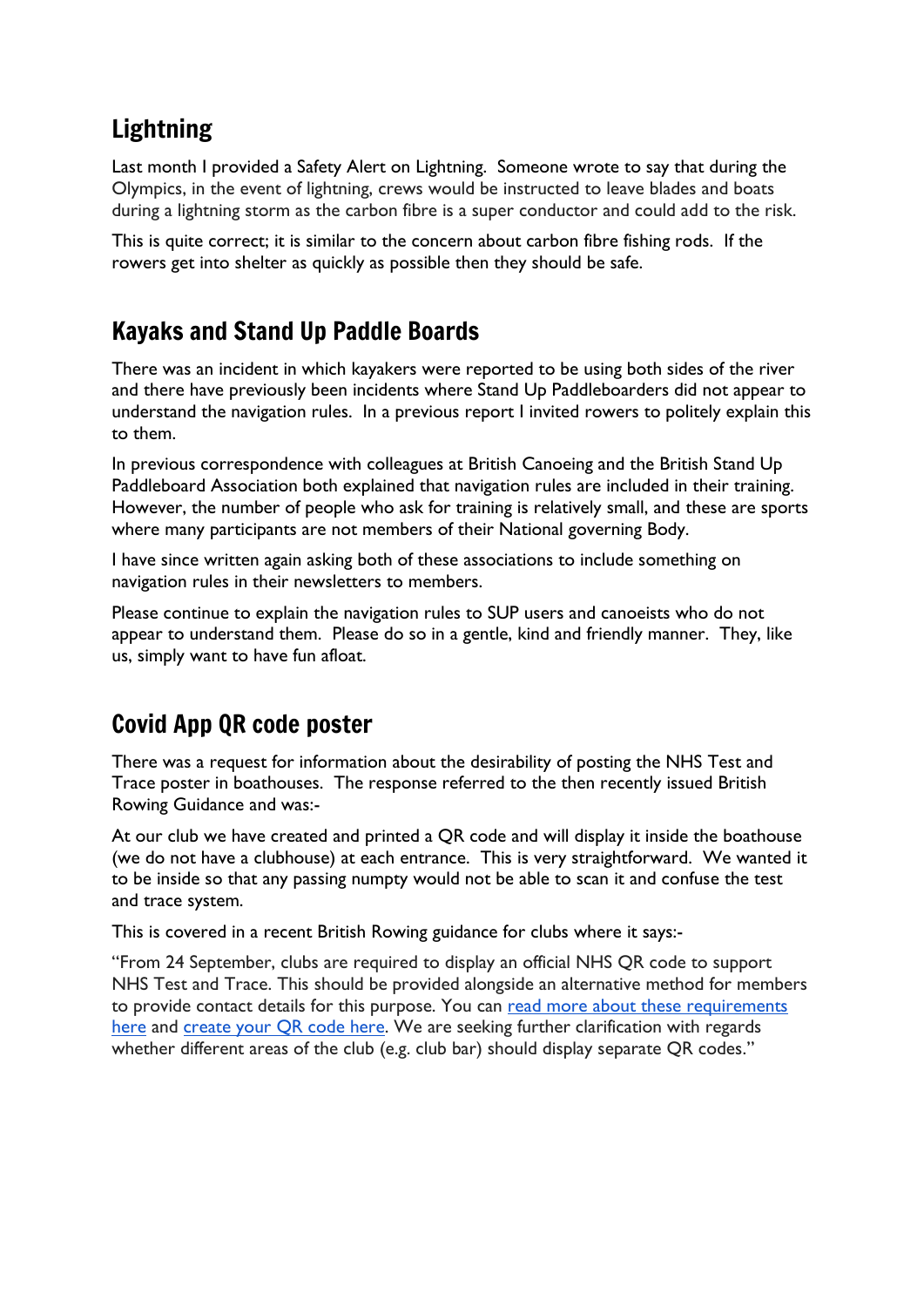## Lightning

Last month I provided a Safety Alert on Lightning. Someone wrote to say that during the Olympics, in the event of lightning, crews would be instructed to leave blades and boats during a lightning storm as the carbon fibre is a super conductor and could add to the risk.

This is quite correct; it is similar to the concern about carbon fibre fishing rods. If the rowers get into shelter as quickly as possible then they should be safe.

## Kayaks and Stand Up Paddle Boards

There was an incident in which kayakers were reported to be using both sides of the river and there have previously been incidents where Stand Up Paddleboarders did not appear to understand the navigation rules. In a previous report I invited rowers to politely explain this to them.

In previous correspondence with colleagues at British Canoeing and the British Stand Up Paddleboard Association both explained that navigation rules are included in their training. However, the number of people who ask for training is relatively small, and these are sports where many participants are not members of their National governing Body.

I have since written again asking both of these associations to include something on navigation rules in their newsletters to members.

Please continue to explain the navigation rules to SUP users and canoeists who do not appear to understand them. Please do so in a gentle, kind and friendly manner. They, like us, simply want to have fun afloat.

## Covid App QR code poster

There was a request for information about the desirability of posting the NHS Test and Trace poster in boathouses. The response referred to the then recently issued British Rowing Guidance and was:-

At our club we have created and printed a QR code and will display it inside the boathouse (we do not have a clubhouse) at each entrance. This is very straightforward. We wanted it to be inside so that any passing numpty would not be able to scan it and confuse the test and trace system.

This is covered in a recent British Rowing guidance for clubs where it says:-

"From 24 September, clubs are required to display an official NHS QR code to support NHS Test and Trace. This should be provided alongside an alternative method for members to provide contact details for this purpose. You can read more about these requirements here and create your QR code here. We are seeking further clarification with regards whether different areas of the club (e.g. club bar) should display separate QR codes."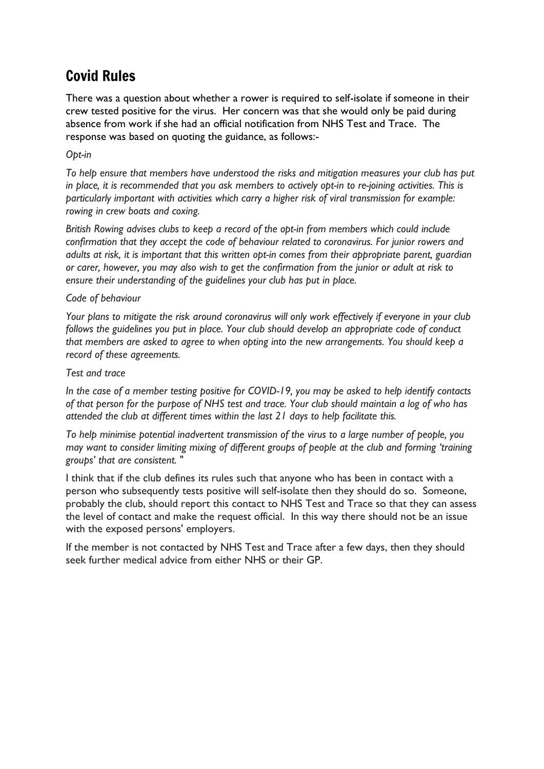## Covid Rules

There was a question about whether a rower is required to self-isolate if someone in their crew tested positive for the virus. Her concern was that she would only be paid during absence from work if she had an official notification from NHS Test and Trace. The response was based on quoting the guidance, as follows:-

*Opt-in*

*To help ensure that members have understood the risks and mitigation measures your club has put in place, it is recommended that you ask members to actively opt-in to re-joining activities. This is particularly important with activities which carry a higher risk of viral transmission for example: rowing in crew boats and coxing.*

*British Rowing advises clubs to keep a record of the opt-in from members which could include confirmation that they accept the code of behaviour related to coronavirus. For junior rowers and adults at risk, it is important that this written opt-in comes from their appropriate parent, guardian or carer, however, you may also wish to get the confirmation from the junior or adult at risk to ensure their understanding of the guidelines your club has put in place.*

*Code of behaviour*

*Your plans to mitigate the risk around coronavirus will only work effectively if everyone in your club follows the guidelines you put in place. Your club should develop an appropriate code of conduct that members are asked to agree to when opting into the new arrangements. You should keep a record of these agreements.*

*Test and trace*

*In the case of a member testing positive for COVID-19, you may be asked to help identify contacts of that person for the purpose of NHS test and trace. Your club should maintain a log of who has attended the club at different times within the last 21 days to help facilitate this.*

*To help minimise potential inadvertent transmission of the virus to a large number of people, you may want to consider limiting mixing of different groups of people at the club and forming 'training groups' that are consistent.* "

I think that if the club defines its rules such that anyone who has been in contact with a person who subsequently tests positive will self-isolate then they should do so. Someone, probably the club, should report this contact to NHS Test and Trace so that they can assess the level of contact and make the request official. In this way there should not be an issue with the exposed persons' employers.

If the member is not contacted by NHS Test and Trace after a few days, then they should seek further medical advice from either NHS or their GP.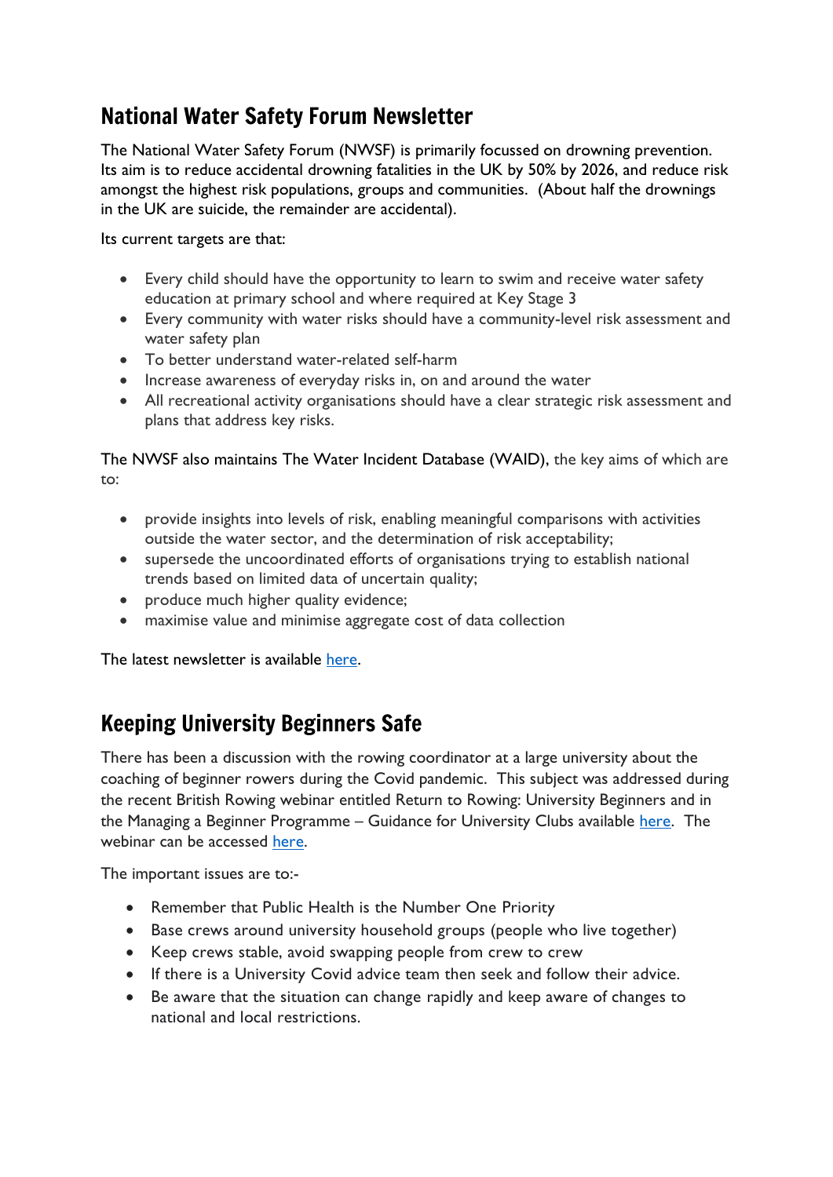## National Water Safety Forum Newsletter

The National Water Safety Forum (NWSF) is primarily focussed on drowning prevention. Its aim is to reduce accidental drowning fatalities in the UK by 50% by 2026, and reduce risk amongst the highest risk populations, groups and communities. (About half the drownings in the UK are suicide, the remainder are accidental).

Its current targets are that:

- Every child should have the opportunity to learn to swim and receive water safety education at primary school and where required at Key Stage 3
- Every community with water risks should have a community-level risk assessment and water safety plan
- To better understand water-related self-harm
- Increase awareness of everyday risks in, on and around the water
- All recreational activity organisations should have a clear strategic risk assessment and plans that address key risks.

The NWSF also maintains The Water Incident Database (WAID), the key aims of which are to:

- provide insights into levels of risk, enabling meaningful comparisons with activities outside the water sector, and the determination of risk acceptability;
- supersede the uncoordinated efforts of organisations trying to establish national trends based on limited data of uncertain quality;
- produce much higher quality evidence;
- maximise value and minimise aggregate cost of data collection

The latest newsletter is available here.

## Keeping University Beginners Safe

There has been a discussion with the rowing coordinator at a large university about the coaching of beginner rowers during the Covid pandemic. This subject was addressed during the recent British Rowing webinar entitled Return to Rowing: University Beginners and in the Managing a Beginner Programme – Guidance for University Clubs available here. The webinar can be accessed here.

The important issues are to:-

- Remember that Public Health is the Number One Priority
- Base crews around university household groups (people who live together)
- Keep crews stable, avoid swapping people from crew to crew
- If there is a University Covid advice team then seek and follow their advice.
- Be aware that the situation can change rapidly and keep aware of changes to national and local restrictions.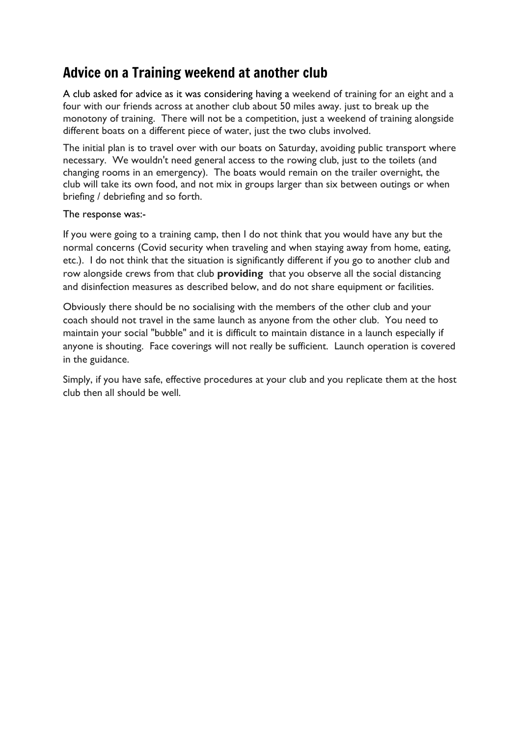## Advice on a Training weekend at another club

A club asked for advice as it was considering having a weekend of training for an eight and a four with our friends across at another club about 50 miles away. just to break up the monotony of training. There will not be a competition, just a weekend of training alongside different boats on a different piece of water, just the two clubs involved.

The initial plan is to travel over with our boats on Saturday, avoiding public transport where necessary. We wouldn't need general access to the rowing club, just to the toilets (and changing rooms in an emergency). The boats would remain on the trailer overnight, the club will take its own food, and not mix in groups larger than six between outings or when briefing / debriefing and so forth.

The response was:-

If you were going to a training camp, then I do not think that you would have any but the normal concerns (Covid security when traveling and when staying away from home, eating, etc.). I do not think that the situation is significantly different if you go to another club and row alongside crews from that club **providing** that you observe all the social distancing and disinfection measures as described below, and do not share equipment or facilities.

Obviously there should be no socialising with the members of the other club and your coach should not travel in the same launch as anyone from the other club. You need to maintain your social "bubble" and it is difficult to maintain distance in a launch especially if anyone is shouting. Face coverings will not really be sufficient. Launch operation is covered in the guidance.

Simply, if you have safe, effective procedures at your club and you replicate them at the host club then all should be well.